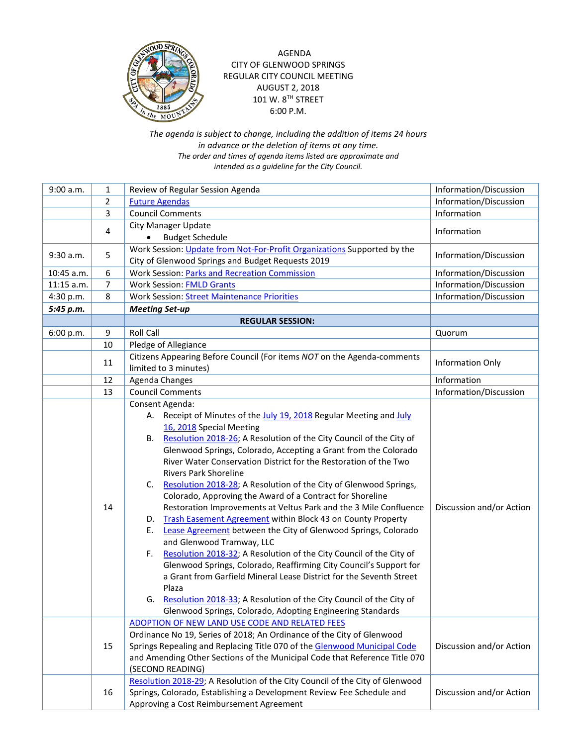AGENDA
CITY OF GLENWOOD SPRINGS
REGULAR CITY COUNCIL MEETING
AUGUST 2, 2018
101 W. 8TH STREET
6:00 P.M.

*The agenda is subject to change, including the addition of items 24 hours in advance or the deletion of items at any time.*
*The order and times of agenda items listed are approximate and intended as a guideline for the City Council.*

| | | | |
|---|---|---|---|
| 9:00 a.m. | 1 | Review of Regular Session Agenda | Information/Discussion |
| | 2 | Future Agendas | Information/Discussion |
| | 3 | Council Comments | Information |
| | 4 | City Manager Update<br>• Budget Schedule | Information |
| 9:30 a.m. | 5 | Work Session: Update from Not-For-Profit Organizations Supported by the City of Glenwood Springs and Budget Requests 2019 | Information/Discussion |
| 10:45 a.m. | 6 | Work Session: Parks and Recreation Commission | Information/Discussion |
| 11:15 a.m. | 7 | Work Session: FMLD Grants | Information/Discussion |
| 4:30 p.m. | 8 | Work Session: Street Maintenance Priorities | Information/Discussion |
| ***5:45 p.m.*** | | ***Meeting Set-up*** | |
| | | **REGULAR SESSION:** | |
| 6:00 p.m. | 9 | Roll Call | Quorum |
| | 10 | Pledge of Allegiance | |
| | 11 | Citizens Appearing Before Council (For items *NOT* on the Agenda-comments limited to 3 minutes) | Information Only |
| | 12 | Agenda Changes | Information |
| | 13 | Council Comments | Information/Discussion |
| | 14 | Consent Agenda:<br>A. Receipt of Minutes of the July 19, 2018 Regular Meeting and July 16, 2018 Special Meeting<br>B. Resolution 2018-26; A Resolution of the City Council of the City of Glenwood Springs, Colorado, Accepting a Grant from the Colorado River Water Conservation District for the Restoration of the Two Rivers Park Shoreline<br>C. Resolution 2018-28; A Resolution of the City of Glenwood Springs, Colorado, Approving the Award of a Contract for Shoreline Restoration Improvements at Veltus Park and the 3 Mile Confluence<br>D. Trash Easement Agreement within Block 43 on County Property<br>E. Lease Agreement between the City of Glenwood Springs, Colorado and Glenwood Tramway, LLC<br>F. Resolution 2018-32; A Resolution of the City Council of the City of Glenwood Springs, Colorado, Reaffirming City Council's Support for a Grant from Garfield Mineral Lease District for the Seventh Street Plaza<br>G. Resolution 2018-33; A Resolution of the City Council of the City of Glenwood Springs, Colorado, Adopting Engineering Standards | Discussion and/or Action |
| | 15 | ADOPTION OF NEW LAND USE CODE AND RELATED FEES<br>Ordinance No 19, Series of 2018; An Ordinance of the City of Glenwood Springs Repealing and Replacing Title 070 of the Glenwood Municipal Code and Amending Other Sections of the Municipal Code that Reference Title 070 (SECOND READING) | Discussion and/or Action |
| | 16 | Resolution 2018-29; A Resolution of the City Council of the City of Glenwood Springs, Colorado, Establishing a Development Review Fee Schedule and Approving a Cost Reimbursement Agreement | Discussion and/or Action |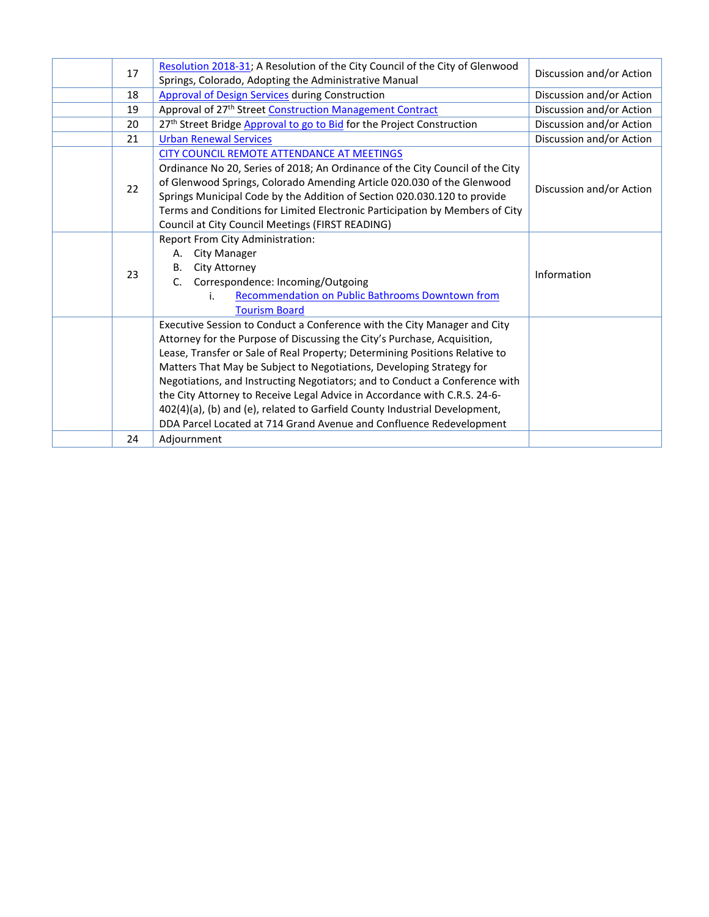| | | | |
|---|---|---|---|
| | 17 | Resolution 2018-31; A Resolution of the City Council of the City of Glenwood Springs, Colorado, Adopting the Administrative Manual | Discussion and/or Action |
| | 18 | Approval of Design Services during Construction | Discussion and/or Action |
| | 19 | Approval of 27th Street Construction Management Contract | Discussion and/or Action |
| | 20 | 27th Street Bridge Approval to go to Bid for the Project Construction | Discussion and/or Action |
| | 21 | Urban Renewal Services | Discussion and/or Action |
| | 22 | CITY COUNCIL REMOTE ATTENDANCE AT MEETINGS<br>Ordinance No 20, Series of 2018; An Ordinance of the City Council of the City of Glenwood Springs, Colorado Amending Article 020.030 of the Glenwood Springs Municipal Code by the Addition of Section 020.030.120 to provide Terms and Conditions for Limited Electronic Participation by Members of City Council at City Council Meetings (FIRST READING) | Discussion and/or Action |
| | 23 | Report From City Administration:<br>A. City Manager<br>B. City Attorney<br>C. Correspondence: Incoming/Outgoing<br>i. Recommendation on Public Bathrooms Downtown from Tourism Board | Information |
| | | Executive Session to Conduct a Conference with the City Manager and City Attorney for the Purpose of Discussing the City's Purchase, Acquisition, Lease, Transfer or Sale of Real Property; Determining Positions Relative to Matters That May be Subject to Negotiations, Developing Strategy for Negotiations, and Instructing Negotiators; and to Conduct a Conference with the City Attorney to Receive Legal Advice in Accordance with C.R.S. 24-6-402(4)(a), (b) and (e), related to Garfield County Industrial Development, DDA Parcel Located at 714 Grand Avenue and Confluence Redevelopment | |
| | 24 | Adjournment | |